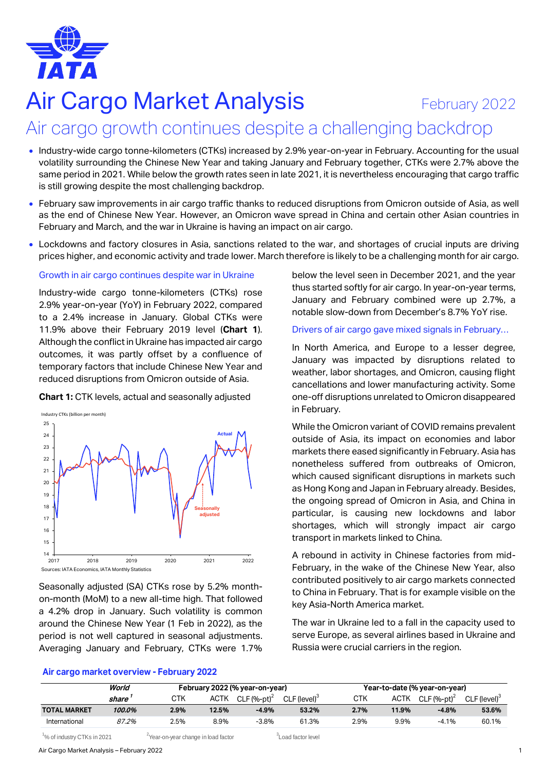# Air Cargo Market Analysis

February 2022

## Air cargo growth continues despite a challenging backdrop

- Industry-wide cargo tonne-kilometers (CTKs) increased by 2.9% year-on-year in February. Accounting for the usual volatility surrounding the Chinese New Year and taking January and February together, CTKs were 2.7% above the same period in 2021. While below the growth rates seen in late 2021, it is nevertheless encouraging that cargo traffic is still growing despite the most challenging backdrop.
- February saw improvements in air cargo traffic thanks to reduced disruptions from Omicron outside of Asia, as well as the end of Chinese New Year. However, an Omicron wave spread in China and certain other Asian countries in February and March, and the war in Ukraine is having an impact on air cargo.
- Lockdowns and factory closures in Asia, sanctions related to the war, and shortages of crucial inputs are driving prices higher, and economic activity and trade lower. March therefore is likely to be a challenging month for air cargo.

### Growth in air cargo continues despite war in Ukraine

Industry-wide cargo tonne-kilometers (CTKs) rose 2.9% year-on-year (YoY) in February 2022, compared to a 2.4% increase in January. Global CTKs were 11.9% above their February 2019 level (**Chart 1**). Although the conflict in Ukraine has impacted air cargo outcomes, it was partly offset by a confluence of temporary factors that include Chinese New Year and reduced disruptions from Omicron outside of Asia.

**Chart 1:** CTK levels, actual and seasonally adjusted

Sources: IATA Economics, IATA Monthly Statistics

Seasonally adjusted (SA) CTKs rose by 5.2% month-on-month (MoM) to a new all-time high. That followed a 4.2% drop in January. Such volatility is common around the Chinese New Year (1 Feb in 2022), as the period is not well captured in seasonal adjustments. Averaging January and February, CTKs were 1.7% below the level seen in December 2021, and the year thus started softly for air cargo. In year-on-year terms, January and February combined were up 2.7%, a notable slow-down from December's 8.7% YoY rise.

### Drivers of air cargo gave mixed signals in February…

In North America, and Europe to a lesser degree, January was impacted by disruptions related to weather, labor shortages, and Omicron, causing flight cancellations and lower manufacturing activity. Some one-off disruptions unrelated to Omicron disappeared in February.

While the Omicron variant of COVID remains prevalent outside of Asia, its impact on economies and labor markets there eased significantly in February. Asia has nonetheless suffered from outbreaks of Omicron, which caused significant disruptions in markets such as Hong Kong and Japan in February already. Besides, the ongoing spread of Omicron in Asia, and China in particular, is causing new lockdowns and labor shortages, which will strongly impact air cargo transport in markets linked to China.

A rebound in activity in Chinese factories from mid-February, in the wake of the Chinese New Year, also contributed positively to air cargo markets connected to China in February. That is for example visible on the key Asia-North America market.

The war in Ukraine led to a fall in the capacity used to serve Europe, as several airlines based in Ukraine and Russia were crucial carriers in the region.

### Air cargo market overview - February 2022

| | World share [1] | February 2022 (% year-on-year) | | | | Year-to-date (% year-on-year) | | | |
|---|---|---|---|---|---|---|---|---|---|
| | | CTK | ACTK | CLF (%-pt) [2] | CLF (level) [3] | CTK | ACTK | CLF (%-pt) [2] | CLF (level) [3] |
| **TOTAL MARKET** | ***100.0%*** | **2.9%** | **12.5%** | **-4.9%** | **53.2%** | **2.7%** | **11.9%** | **-4.8%** | **53.6%** |
| International | *87.2%* | 2.5% | 8.9% | -3.8% | 61.3% | 2.9% | 9.9% | -4.1% | 60.1% |

[1] % of industry CTKs in 2021 [2] Year-on-year change in load factor [3] Load factor level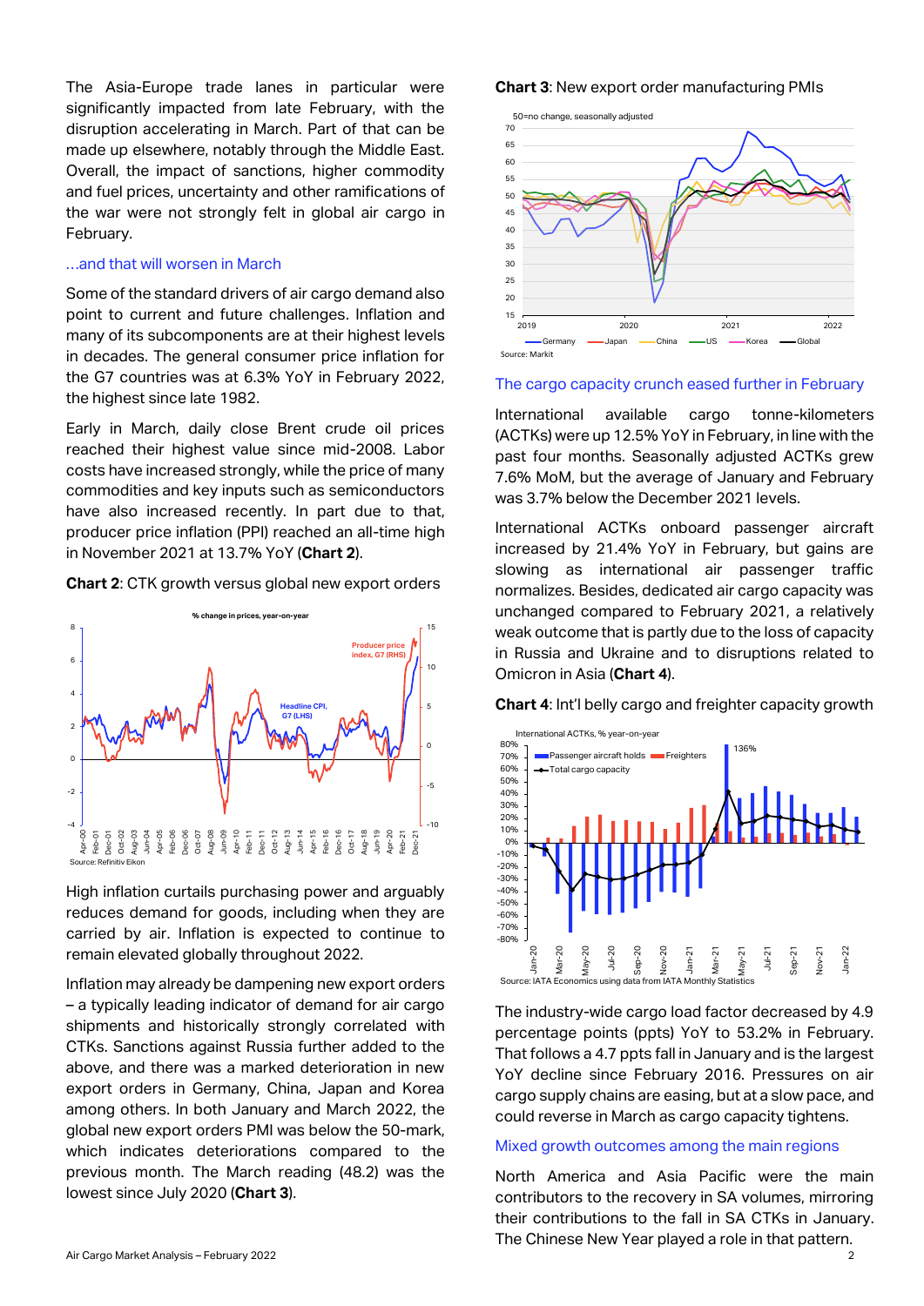The Asia-Europe trade lanes in particular were significantly impacted from late February, with the disruption accelerating in March. Part of that can be made up elsewhere, notably through the Middle East. Overall, the impact of sanctions, higher commodity and fuel prices, uncertainty and other ramifications of the war were not strongly felt in global air cargo in February.

### ...and that will worsen in March

Some of the standard drivers of air cargo demand also point to current and future challenges. Inflation and many of its subcomponents are at their highest levels in decades. The general consumer price inflation for the G7 countries was at 6.3% YoY in February 2022, the highest since late 1982.

Early in March, daily close Brent crude oil prices reached their highest value since mid-2008. Labor costs have increased strongly, while the price of many commodities and key inputs such as semiconductors have also increased recently. In part due to that, producer price inflation (PPI) reached an all-time high in November 2021 at 13.7% YoY (**Chart 2**).

**Chart 2**: CTK growth versus global new export orders

High inflation curtails purchasing power and arguably reduces demand for goods, including when they are carried by air. Inflation is expected to continue to remain elevated globally throughout 2022.

Inflation may already be dampening new export orders – a typically leading indicator of demand for air cargo shipments and historically strongly correlated with CTKs. Sanctions against Russia further added to the above, and there was a marked deterioration in new export orders in Germany, China, Japan and Korea among others. In both January and March 2022, the global new export orders PMI was below the 50-mark, which indicates deteriorations compared to the previous month. The March reading (48.2) was the lowest since July 2020 (**Chart 3**).

**Chart 3**: New export order manufacturing PMIs

### The cargo capacity crunch eased further in February

International available cargo tonne-kilometers (ACTKs) were up 12.5% YoY in February, in line with the past four months. Seasonally adjusted ACTKs grew 7.6% MoM, but the average of January and February was 3.7% below the December 2021 levels.

International ACTKs onboard passenger aircraft increased by 21.4% YoY in February, but gains are slowing as international air passenger traffic normalizes. Besides, dedicated air cargo capacity was unchanged compared to February 2021, a relatively weak outcome that is partly due to the loss of capacity in Russia and Ukraine and to disruptions related to Omicron in Asia (**Chart 4**).

**Chart 4**: Int'l belly cargo and freighter capacity growth

The industry-wide cargo load factor decreased by 4.9 percentage points (ppts) YoY to 53.2% in February. That follows a 4.7 ppts fall in January and is the largest YoY decline since February 2016. Pressures on air cargo supply chains are easing, but at a slow pace, and could reverse in March as cargo capacity tightens.

### Mixed growth outcomes among the main regions

North America and Asia Pacific were the main contributors to the recovery in SA volumes, mirroring their contributions to the fall in SA CTKs in January. The Chinese New Year played a role in that pattern.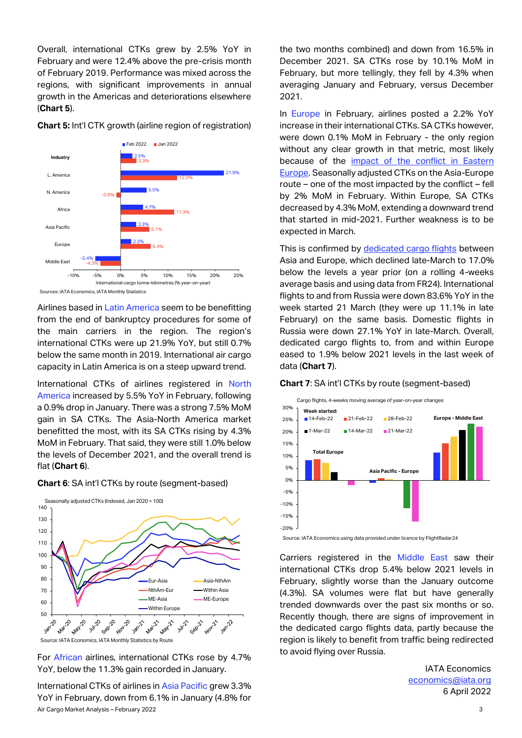Overall, international CTKs grew by 2.5% YoY in February and were 12.4% above the pre-crisis month of February 2019. Performance was mixed across the regions, with significant improvements in annual growth in the Americas and deteriorations elsewhere (**Chart 5**).

**Chart 5:** Int'l CTK growth (airline region of registration)

Sources: IATA Economics, IATA Monthly Statistics

Airlines based in Latin America seem to be benefitting from the end of bankruptcy procedures for some of the main carriers in the region. The region's international CTKs were up 21.9% YoY, but still 0.7% below the same month in 2019. International air cargo capacity in Latin America is on a steep upward trend.

International CTKs of airlines registered in North America increased by 5.5% YoY in February, following a 0.9% drop in January. There was a strong 7.5% MoM gain in SA CTKs. The Asia-North America market benefitted the most, with its SA CTKs rising by 4.3% MoM in February. That said, they were still 1.0% below the levels of December 2021, and the overall trend is flat (**Chart 6**).

**Chart 6**: SA int'l CTKs by route (segment-based)

Source: IATA Economics, IATA Monthly Statistics by Route

For African airlines, international CTKs rose by 4.7% YoY, below the 11.3% gain recorded in January.

International CTKs of airlines in Asia Pacific grew 3.3% YoY in February, down from 6.1% in January (4.8% for the two months combined) and down from 16.5% in December 2021. SA CTKs rose by 10.1% MoM in February, but more tellingly, they fell by 4.3% when averaging January and February, versus December 2021.

In Europe in February, airlines posted a 2.2% YoY increase in their international CTKs. SA CTKs however, were down 0.1% MoM in February - the only region without any clear growth in that metric, most likely because of the impact of the conflict in Eastern Europe. Seasonally adjusted CTKs on the Asia-Europe route – one of the most impacted by the conflict – fell by 2% MoM in February. Within Europe, SA CTKs decreased by 4.3% MoM, extending a downward trend that started in mid-2021. Further weakness is to be expected in March.

This is confirmed by dedicated cargo flights between Asia and Europe, which declined late-March to 17.0% below the levels a year prior (on a rolling 4-weeks average basis and using data from FR24). International flights to and from Russia were down 83.6% YoY in the week started 21 March (they were up 11.1% in late February) on the same basis. Domestic flights in Russia were down 27.1% YoY in late-March. Overall, dedicated cargo flights to, from and within Europe eased to 1.9% below 2021 levels in the last week of data (**Chart 7**).

**Chart 7**: SA int'l CTKs by route (segment-based)

Source: IATA Economics using data provided under licence by FlightRadar24

Carriers registered in the Middle East saw their international CTKs drop 5.4% below 2021 levels in February, slightly worse than the January outcome (4.3%). SA volumes were flat but have generally trended downwards over the past six months or so. Recently though, there are signs of improvement in the dedicated cargo flights data, partly because the region is likely to benefit from traffic being redirected to avoid flying over Russia.

IATA Economics
economics@iata.org
6 April 2022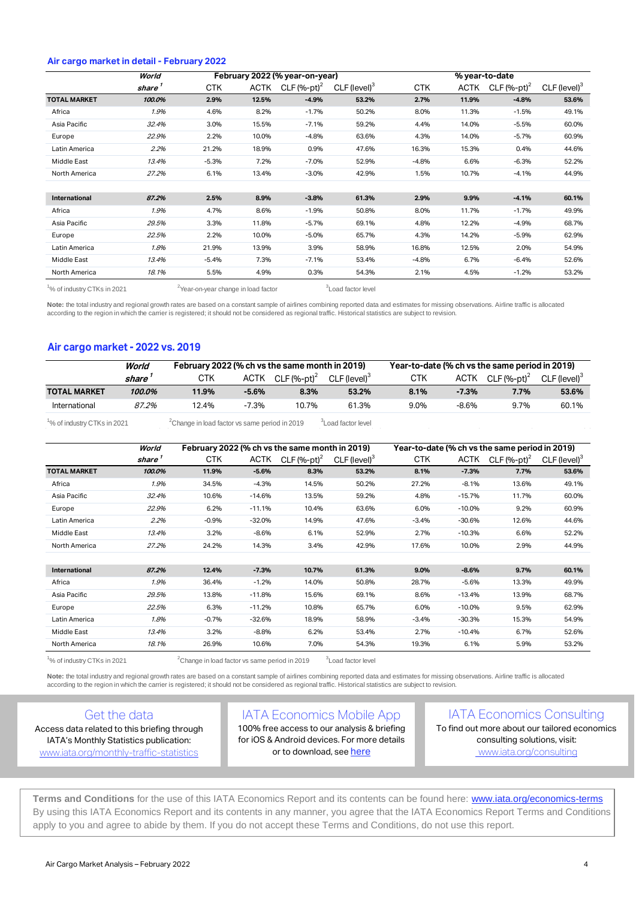## Air cargo market in detail - February 2022

| | World share[1] | February 2022 (% year-on-year) | | | | % year-to-date | | | |
|---|---|---|---|---|---|---|---|---|---|
| | | CTK | ACTK | CLF (%-pt)[2] | CLF (level)[3] | CTK | ACTK | CLF (%-pt)[2] | CLF (level)[3] |
| **TOTAL MARKET** | *100.0%* | **2.9%** | **12.5%** | **-4.9%** | **53.2%** | **2.7%** | **11.9%** | **-4.8%** | **53.6%** |
| Africa | *1.9%* | 4.6% | 8.2% | -1.7% | 50.2% | 8.0% | 11.3% | -1.5% | 49.1% |
| Asia Pacific | *32.4%* | 3.0% | 15.5% | -7.1% | 59.2% | 4.4% | 14.0% | -5.5% | 60.0% |
| Europe | *22.9%* | 2.2% | 10.0% | -4.8% | 63.6% | 4.3% | 14.0% | -5.7% | 60.9% |
| Latin America | *2.2%* | 21.2% | 18.9% | 0.9% | 47.6% | 16.3% | 15.3% | 0.4% | 44.6% |
| Middle East | *13.4%* | -5.3% | 7.2% | -7.0% | 52.9% | -4.8% | 6.6% | -6.3% | 52.2% |
| North America | *27.2%* | 6.1% | 13.4% | -3.0% | 42.9% | 1.5% | 10.7% | -4.1% | 44.9% |
| **International** | *87.2%* | **2.5%** | **8.9%** | **-3.8%** | **61.3%** | **2.9%** | **9.9%** | **-4.1%** | **60.1%** |
| Africa | *1.9%* | 4.7% | 8.6% | -1.9% | 50.8% | 8.0% | 11.7% | -1.7% | 49.9% |
| Asia Pacific | *29.5%* | 3.3% | 11.8% | -5.7% | 69.1% | 4.8% | 12.2% | -4.9% | 68.7% |
| Europe | *22.5%* | 2.2% | 10.0% | -5.0% | 65.7% | 4.3% | 14.2% | -5.9% | 62.9% |
| Latin America | *1.8%* | 21.9% | 13.9% | 3.9% | 58.9% | 16.8% | 12.5% | 2.0% | 54.9% |
| Middle East | *13.4%* | -5.4% | 7.3% | -7.1% | 53.4% | -4.8% | 6.7% | -6.4% | 52.6% |
| North America | *18.1%* | 5.5% | 4.9% | 0.3% | 54.3% | 2.1% | 4.5% | -1.2% | 53.2% |

[1]% of industry CTKs in 2021 [2]Year-on-year change in load factor [3]Load factor level

**Note:** the total industry and regional growth rates are based on a constant sample of airlines combining reported data and estimates for missing observations. Airline traffic is allocated according to the region in which the carrier is registered; it should not be considered as regional traffic. Historical statistics are subject to revision.

## Air cargo market - 2022 vs. 2019

| | World share[1] | February 2022 (% ch vs the same month in 2019) | | | | Year-to-date (% ch vs the same period in 2019) | | | |
|---|---|---|---|---|---|---|---|---|---|
| | | CTK | ACTK | CLF (%-pt)[2] | CLF (level)[3] | CTK | ACTK | CLF (%-pt)[2] | CLF (level)[3] |
| **TOTAL MARKET** | *100.0%* | **11.9%** | **-5.6%** | **8.3%** | **53.2%** | **8.1%** | **-7.3%** | **7.7%** | **53.6%** |
| International | *87.2%* | 12.4% | -7.3% | 10.7% | 61.3% | 9.0% | -8.6% | 9.7% | 60.1% |

[1]% of industry CTKs in 2021 [2]Change in load factor vs same period in 2019 [3]Load factor level

| | World share[1] | February 2022 (% ch vs the same month in 2019) | | | | Year-to-date (% ch vs the same period in 2019) | | | |
|---|---|---|---|---|---|---|---|---|---|
| | | CTK | ACTK | CLF (%-pt)[2] | CLF (level)[3] | CTK | ACTK | CLF (%-pt)[2] | CLF (level)[3] |
| **TOTAL MARKET** | *100.0%* | **11.9%** | **-5.6%** | **8.3%** | **53.2%** | **8.1%** | **-7.3%** | **7.7%** | **53.6%** |
| Africa | *1.9%* | 34.5% | -4.3% | 14.5% | 50.2% | 27.2% | -8.1% | 13.6% | 49.1% |
| Asia Pacific | *32.4%* | 10.6% | -14.6% | 13.5% | 59.2% | 4.8% | -15.7% | 11.7% | 60.0% |
| Europe | *22.9%* | 6.2% | -11.1% | 10.4% | 63.6% | 6.0% | -10.0% | 9.2% | 60.9% |
| Latin America | *2.2%* | -0.9% | -32.0% | 14.9% | 47.6% | -3.4% | -30.6% | 12.6% | 44.6% |
| Middle East | *13.4%* | 3.2% | -8.6% | 6.1% | 52.9% | 2.7% | -10.3% | 6.6% | 52.2% |
| North America | *27.2%* | 24.2% | 14.3% | 3.4% | 42.9% | 17.6% | 10.0% | 2.9% | 44.9% |
| **International** | *87.2%* | **12.4%** | **-7.3%** | **10.7%** | **61.3%** | **9.0%** | **-8.6%** | **9.7%** | **60.1%** |
| Africa | *1.9%* | 36.4% | -1.2% | 14.0% | 50.8% | 28.7% | -5.6% | 13.3% | 49.9% |
| Asia Pacific | *29.5%* | 13.8% | -11.8% | 15.6% | 69.1% | 8.6% | -13.4% | 13.9% | 68.7% |
| Europe | *22.5%* | 6.3% | -11.2% | 10.8% | 65.7% | 6.0% | -10.0% | 9.5% | 62.9% |
| Latin America | *1.8%* | -0.7% | -32.6% | 18.9% | 58.9% | -3.4% | -30.3% | 15.3% | 54.9% |
| Middle East | *13.4%* | 3.2% | -8.8% | 6.2% | 53.4% | 2.7% | -10.4% | 6.7% | 52.6% |
| North America | *18.1%* | 26.9% | 10.6% | 7.0% | 54.3% | 19.3% | 6.1% | 5.9% | 53.2% |

[1]% of industry CTKs in 2021 [2]Change in load factor vs same period in 2019 [3]Load factor level

**Note:** the total industry and regional growth rates are based on a constant sample of airlines combining reported data and estimates for missing observations. Airline traffic is allocated according to the region in which the carrier is registered; it should not be considered as regional traffic. Historical statistics are subject to revision.

### Get the data

Access data related to this briefing through IATA's Monthly Statistics publication: www.iata.org/monthly-traffic-statistics

### IATA Economics Mobile App

100% free access to our analysis & briefing for iOS & Android devices. For more details or to download, see here

### IATA Economics Consulting

To find out more about our tailored economics consulting solutions, visit: www.iata.org/consulting

**Terms and Conditions** for the use of this IATA Economics Report and its contents can be found here: www.iata.org/economics-terms
By using this IATA Economics Report and its contents in any manner, you agree that the IATA Economics Report Terms and Conditions apply to you and agree to abide by them. If you do not accept these Terms and Conditions, do not use this report.